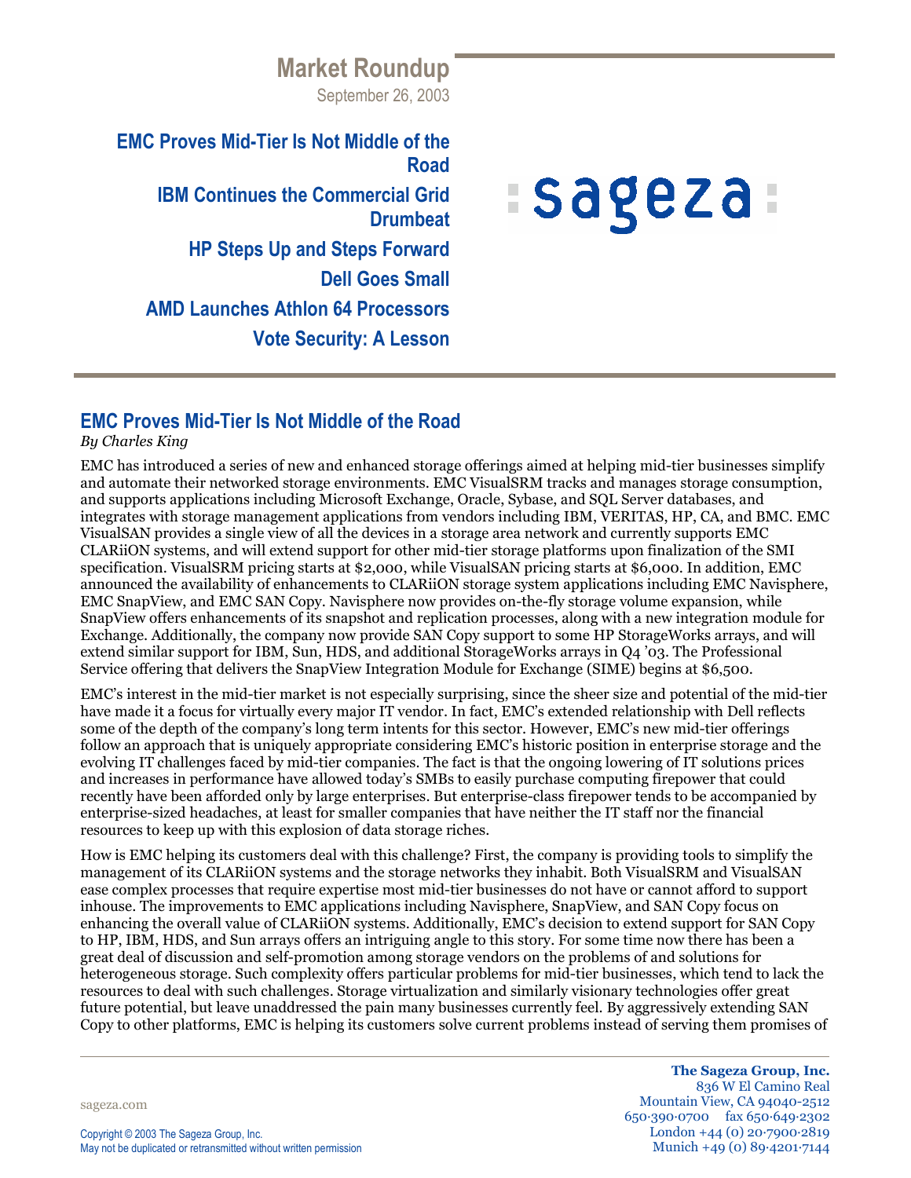# Market Roundup

September 26, 2003

**EMC Proves Mid-Tier Is Not Middle of the Road**

**IBM Continues the Commercial Grid Drumbeat**

**HP Steps Up and Steps Forward**

**Dell Goes Small**

**AMD Launches Athlon 64 Processors**

**Vote Security: A Lesson**

## EMC Proves Mid-Tier Is Not Middle of the Road

*By Charles King*

EMC has introduced a series of new and enhanced storage offerings aimed at helping mid-tier businesses simplify and automate their networked storage environments. EMC VisualSRM tracks and manages storage consumption, and supports applications including Microsoft Exchange, Oracle, Sybase, and SQL Server databases, and integrates with storage management applications from vendors including IBM, VERITAS, HP, CA, and BMC. EMC VisualSAN provides a single view of all the devices in a storage area network and currently supports EMC CLARiiON systems, and will extend support for other mid-tier storage platforms upon finalization of the SMI specification. VisualSRM pricing starts at $2,000, while VisualSAN pricing starts at $6,000. In addition, EMC announced the availability of enhancements to CLARiiON storage system applications including EMC Navisphere, EMC SnapView, and EMC SAN Copy. Navisphere now provides on-the-fly storage volume expansion, while SnapView offers enhancements of its snapshot and replication processes, along with a new integration module for Exchange. Additionally, the company now provide SAN Copy support to some HP StorageWorks arrays, and will extend similar support for IBM, Sun, HDS, and additional StorageWorks arrays in Q4 '03. The Professional Service offering that delivers the SnapView Integration Module for Exchange (SIME) begins at $6,500.

EMC's interest in the mid-tier market is not especially surprising, since the sheer size and potential of the mid-tier have made it a focus for virtually every major IT vendor. In fact, EMC's extended relationship with Dell reflects some of the depth of the company's long term intents for this sector. However, EMC's new mid-tier offerings follow an approach that is uniquely appropriate considering EMC's historic position in enterprise storage and the evolving IT challenges faced by mid-tier companies. The fact is that the ongoing lowering of IT solutions prices and increases in performance have allowed today's SMBs to easily purchase computing firepower that could recently have been afforded only by large enterprises. But enterprise-class firepower tends to be accompanied by enterprise-sized headaches, at least for smaller companies that have neither the IT staff nor the financial resources to keep up with this explosion of data storage riches.

How is EMC helping its customers deal with this challenge? First, the company is providing tools to simplify the management of its CLARiiON systems and the storage networks they inhabit. Both VisualSRM and VisualSAN ease complex processes that require expertise most mid-tier businesses do not have or cannot afford to support inhouse. The improvements to EMC applications including Navisphere, SnapView, and SAN Copy focus on enhancing the overall value of CLARiiON systems. Additionally, EMC's decision to extend support for SAN Copy to HP, IBM, HDS, and Sun arrays offers an intriguing angle to this story. For some time now there has been a great deal of discussion and self-promotion among storage vendors on the problems of and solutions for heterogeneous storage. Such complexity offers particular problems for mid-tier businesses, which tend to lack the resources to deal with such challenges. Storage virtualization and similarly visionary technologies offer great future potential, but leave unaddressed the pain many businesses currently feel. By aggressively extending SAN Copy to other platforms, EMC is helping its customers solve current problems instead of serving them promises of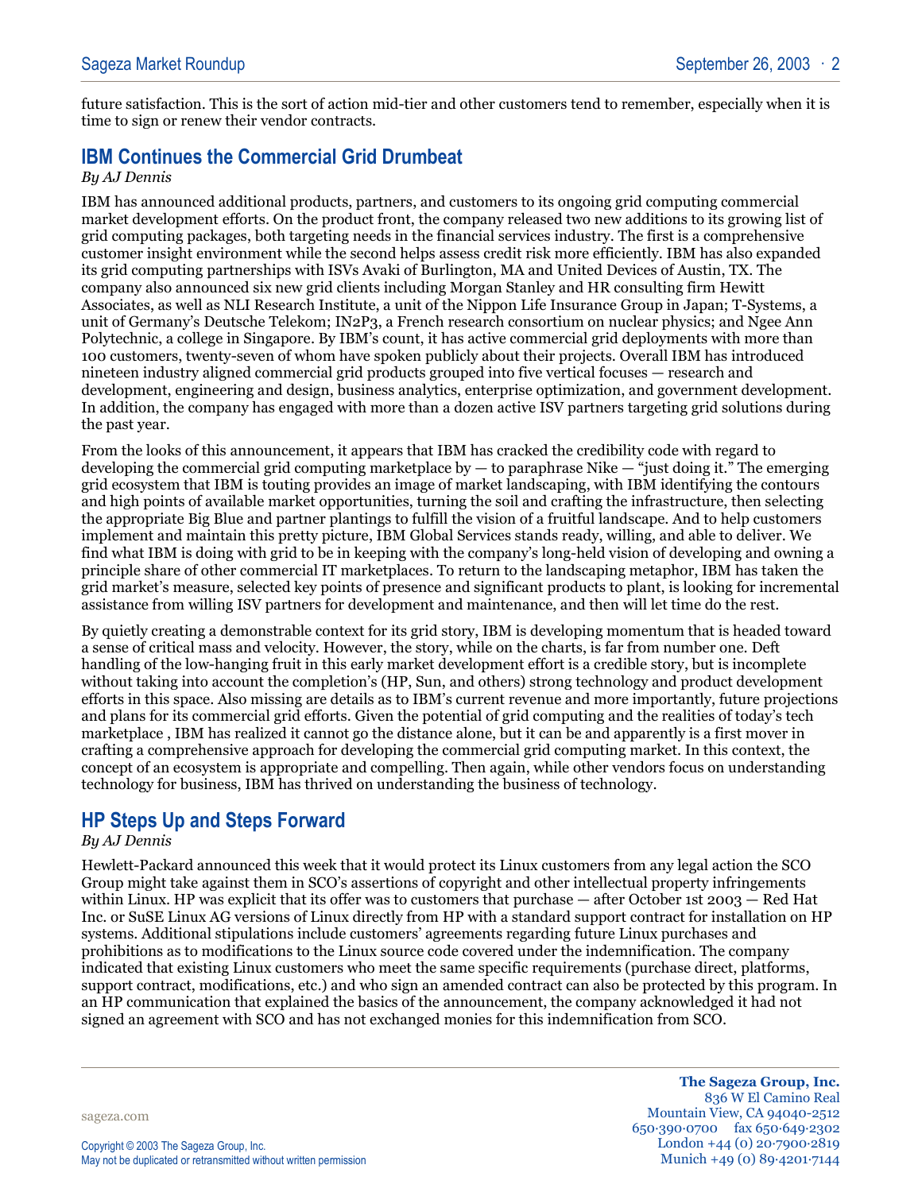future satisfaction. This is the sort of action mid-tier and other customers tend to remember, especially when it is time to sign or renew their vendor contracts.

## IBM Continues the Commercial Grid Drumbeat

*By AJ Dennis*

IBM has announced additional products, partners, and customers to its ongoing grid computing commercial market development efforts. On the product front, the company released two new additions to its growing list of grid computing packages, both targeting needs in the financial services industry. The first is a comprehensive customer insight environment while the second helps assess credit risk more efficiently. IBM has also expanded its grid computing partnerships with ISVs Avaki of Burlington, MA and United Devices of Austin, TX. The company also announced six new grid clients including Morgan Stanley and HR consulting firm Hewitt Associates, as well as NLI Research Institute, a unit of the Nippon Life Insurance Group in Japan; T-Systems, a unit of Germany's Deutsche Telekom; IN2P3, a French research consortium on nuclear physics; and Ngee Ann Polytechnic, a college in Singapore. By IBM's count, it has active commercial grid deployments with more than 100 customers, twenty-seven of whom have spoken publicly about their projects. Overall IBM has introduced nineteen industry aligned commercial grid products grouped into five vertical focuses — research and development, engineering and design, business analytics, enterprise optimization, and government development. In addition, the company has engaged with more than a dozen active ISV partners targeting grid solutions during the past year.

From the looks of this announcement, it appears that IBM has cracked the credibility code with regard to developing the commercial grid computing marketplace by — to paraphrase Nike — "just doing it." The emerging grid ecosystem that IBM is touting provides an image of market landscaping, with IBM identifying the contours and high points of available market opportunities, turning the soil and crafting the infrastructure, then selecting the appropriate Big Blue and partner plantings to fulfill the vision of a fruitful landscape. And to help customers implement and maintain this pretty picture, IBM Global Services stands ready, willing, and able to deliver. We find what IBM is doing with grid to be in keeping with the company's long-held vision of developing and owning a principle share of other commercial IT marketplaces. To return to the landscaping metaphor, IBM has taken the grid market's measure, selected key points of presence and significant products to plant, is looking for incremental assistance from willing ISV partners for development and maintenance, and then will let time do the rest.

By quietly creating a demonstrable context for its grid story, IBM is developing momentum that is headed toward a sense of critical mass and velocity. However, the story, while on the charts, is far from number one. Deft handling of the low-hanging fruit in this early market development effort is a credible story, but is incomplete without taking into account the completion's (HP, Sun, and others) strong technology and product development efforts in this space. Also missing are details as to IBM's current revenue and more importantly, future projections and plans for its commercial grid efforts. Given the potential of grid computing and the realities of today's tech marketplace , IBM has realized it cannot go the distance alone, but it can be and apparently is a first mover in crafting a comprehensive approach for developing the commercial grid computing market. In this context, the concept of an ecosystem is appropriate and compelling. Then again, while other vendors focus on understanding technology for business, IBM has thrived on understanding the business of technology.

## HP Steps Up and Steps Forward

*By AJ Dennis*

Hewlett-Packard announced this week that it would protect its Linux customers from any legal action the SCO Group might take against them in SCO's assertions of copyright and other intellectual property infringements within Linux. HP was explicit that its offer was to customers that purchase — after October 1st 2003 — Red Hat Inc. or SuSE Linux AG versions of Linux directly from HP with a standard support contract for installation on HP systems. Additional stipulations include customers' agreements regarding future Linux purchases and prohibitions as to modifications to the Linux source code covered under the indemnification. The company indicated that existing Linux customers who meet the same specific requirements (purchase direct, platforms, support contract, modifications, etc.) and who sign an amended contract can also be protected by this program. In an HP communication that explained the basics of the announcement, the company acknowledged it had not signed an agreement with SCO and has not exchanged monies for this indemnification from SCO.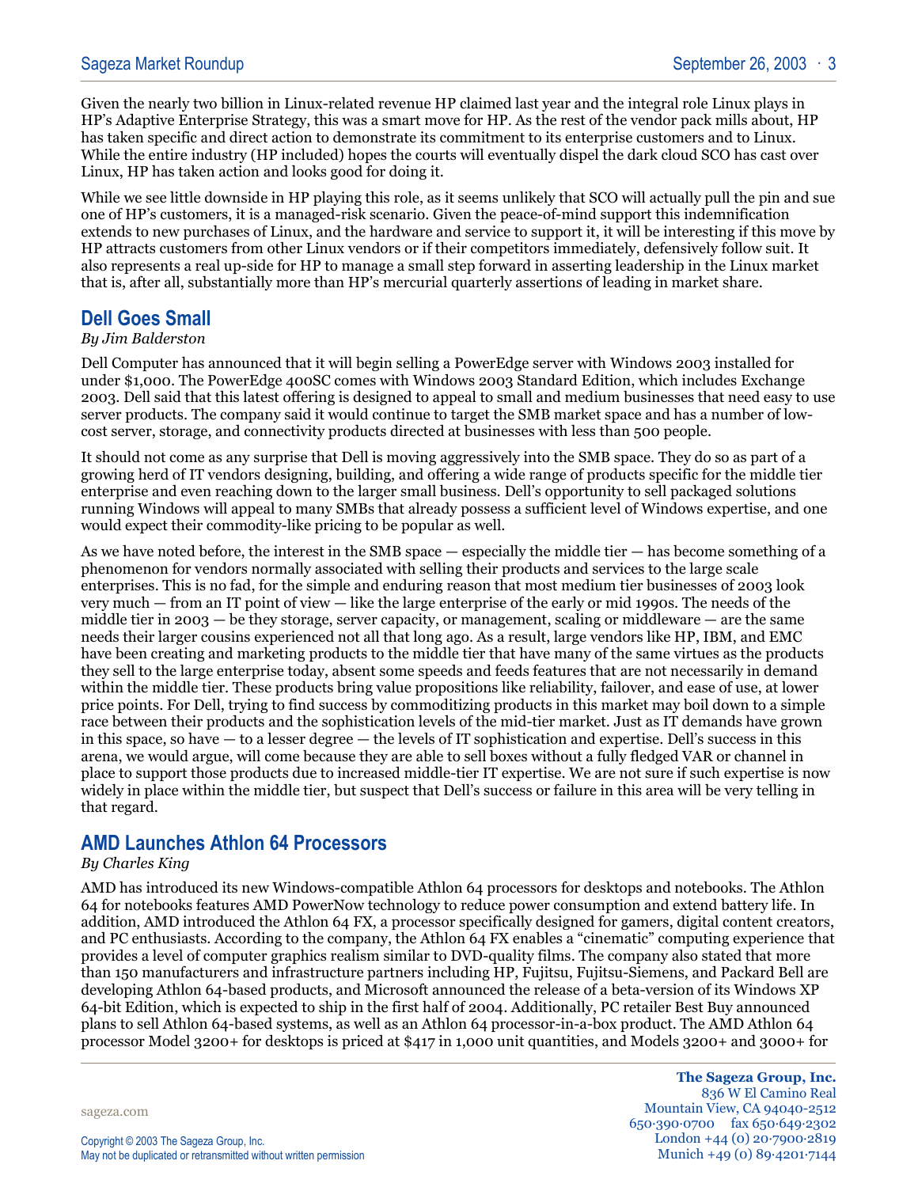Given the nearly two billion in Linux-related revenue HP claimed last year and the integral role Linux plays in HP's Adaptive Enterprise Strategy, this was a smart move for HP. As the rest of the vendor pack mills about, HP has taken specific and direct action to demonstrate its commitment to its enterprise customers and to Linux. While the entire industry (HP included) hopes the courts will eventually dispel the dark cloud SCO has cast over Linux, HP has taken action and looks good for doing it.

While we see little downside in HP playing this role, as it seems unlikely that SCO will actually pull the pin and sue one of HP's customers, it is a managed-risk scenario. Given the peace-of-mind support this indemnification extends to new purchases of Linux, and the hardware and service to support it, it will be interesting if this move by HP attracts customers from other Linux vendors or if their competitors immediately, defensively follow suit. It also represents a real up-side for HP to manage a small step forward in asserting leadership in the Linux market that is, after all, substantially more than HP's mercurial quarterly assertions of leading in market share.

## Dell Goes Small

*By Jim Balderston*

Dell Computer has announced that it will begin selling a PowerEdge server with Windows 2003 installed for under $1,000. The PowerEdge 400SC comes with Windows 2003 Standard Edition, which includes Exchange 2003. Dell said that this latest offering is designed to appeal to small and medium businesses that need easy to use server products. The company said it would continue to target the SMB market space and has a number of low-cost server, storage, and connectivity products directed at businesses with less than 500 people.

It should not come as any surprise that Dell is moving aggressively into the SMB space. They do so as part of a growing herd of IT vendors designing, building, and offering a wide range of products specific for the middle tier enterprise and even reaching down to the larger small business. Dell's opportunity to sell packaged solutions running Windows will appeal to many SMBs that already possess a sufficient level of Windows expertise, and one would expect their commodity-like pricing to be popular as well.

As we have noted before, the interest in the SMB space — especially the middle tier — has become something of a phenomenon for vendors normally associated with selling their products and services to the large scale enterprises. This is no fad, for the simple and enduring reason that most medium tier businesses of 2003 look very much — from an IT point of view — like the large enterprise of the early or mid 1990s. The needs of the middle tier in 2003 — be they storage, server capacity, or management, scaling or middleware — are the same needs their larger cousins experienced not all that long ago. As a result, large vendors like HP, IBM, and EMC have been creating and marketing products to the middle tier that have many of the same virtues as the products they sell to the large enterprise today, absent some speeds and feeds features that are not necessarily in demand within the middle tier. These products bring value propositions like reliability, failover, and ease of use, at lower price points. For Dell, trying to find success by commoditizing products in this market may boil down to a simple race between their products and the sophistication levels of the mid-tier market. Just as IT demands have grown in this space, so have — to a lesser degree — the levels of IT sophistication and expertise. Dell's success in this arena, we would argue, will come because they are able to sell boxes without a fully fledged VAR or channel in place to support those products due to increased middle-tier IT expertise. We are not sure if such expertise is now widely in place within the middle tier, but suspect that Dell's success or failure in this area will be very telling in that regard.

## AMD Launches Athlon 64 Processors

*By Charles King*

AMD has introduced its new Windows-compatible Athlon 64 processors for desktops and notebooks. The Athlon 64 for notebooks features AMD PowerNow technology to reduce power consumption and extend battery life. In addition, AMD introduced the Athlon 64 FX, a processor specifically designed for gamers, digital content creators, and PC enthusiasts. According to the company, the Athlon 64 FX enables a "cinematic" computing experience that provides a level of computer graphics realism similar to DVD-quality films. The company also stated that more than 150 manufacturers and infrastructure partners including HP, Fujitsu, Fujitsu-Siemens, and Packard Bell are developing Athlon 64-based products, and Microsoft announced the release of a beta-version of its Windows XP 64-bit Edition, which is expected to ship in the first half of 2004. Additionally, PC retailer Best Buy announced plans to sell Athlon 64-based systems, as well as an Athlon 64 processor-in-a-box product. The AMD Athlon 64 processor Model 3200+ for desktops is priced at $417 in 1,000 unit quantities, and Models 3200+ and 3000+ for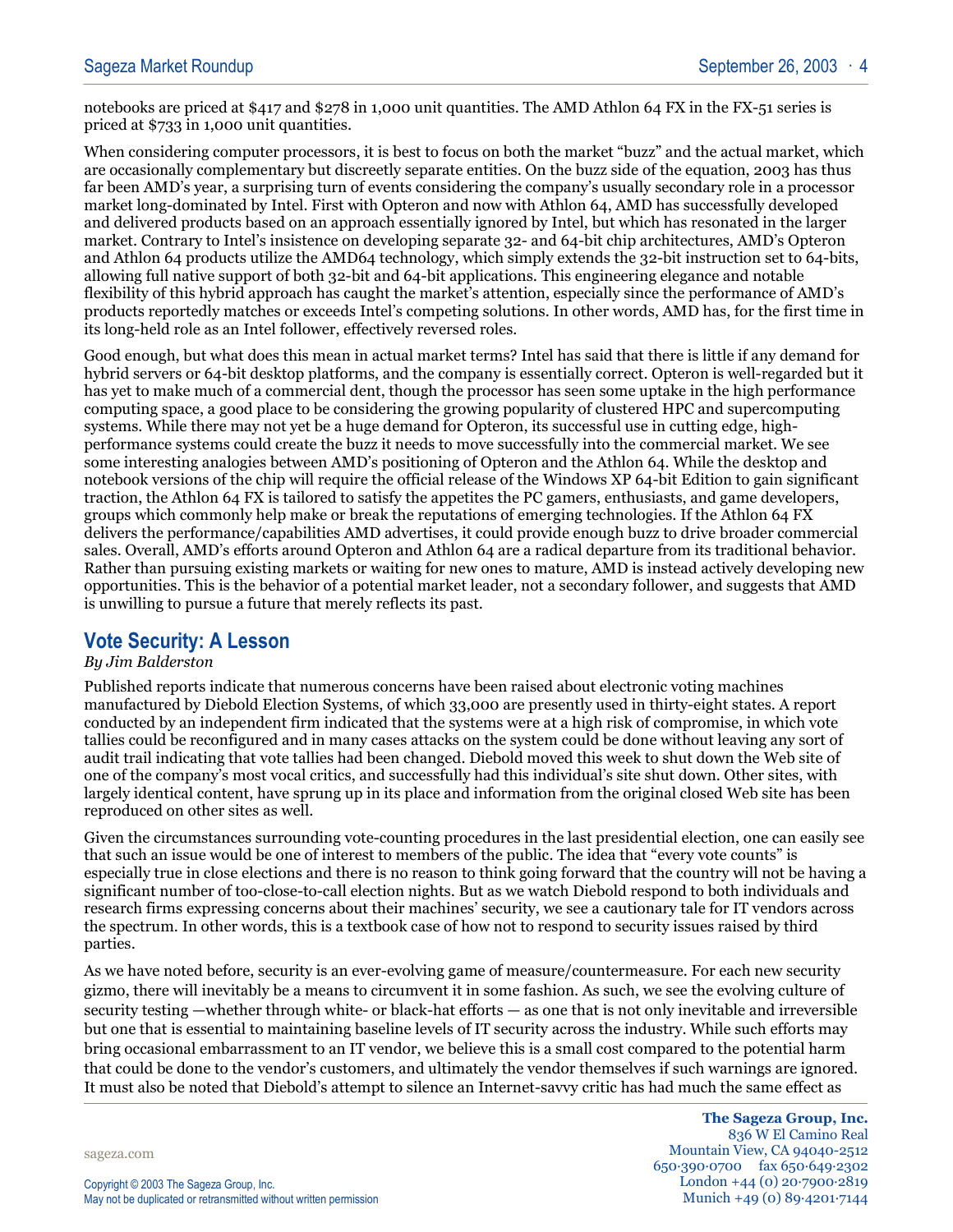notebooks are priced at $417 and $278 in 1,000 unit quantities. The AMD Athlon 64 FX in the FX-51 series is priced at $733 in 1,000 unit quantities.

When considering computer processors, it is best to focus on both the market "buzz" and the actual market, which are occasionally complementary but discreetly separate entities. On the buzz side of the equation, 2003 has thus far been AMD's year, a surprising turn of events considering the company's usually secondary role in a processor market long-dominated by Intel. First with Opteron and now with Athlon 64, AMD has successfully developed and delivered products based on an approach essentially ignored by Intel, but which has resonated in the larger market. Contrary to Intel's insistence on developing separate 32- and 64-bit chip architectures, AMD's Opteron and Athlon 64 products utilize the AMD64 technology, which simply extends the 32-bit instruction set to 64-bits, allowing full native support of both 32-bit and 64-bit applications. This engineering elegance and notable flexibility of this hybrid approach has caught the market's attention, especially since the performance of AMD's products reportedly matches or exceeds Intel's competing solutions. In other words, AMD has, for the first time in its long-held role as an Intel follower, effectively reversed roles.

Good enough, but what does this mean in actual market terms? Intel has said that there is little if any demand for hybrid servers or 64-bit desktop platforms, and the company is essentially correct. Opteron is well-regarded but it has yet to make much of a commercial dent, though the processor has seen some uptake in the high performance computing space, a good place to be considering the growing popularity of clustered HPC and supercomputing systems. While there may not yet be a huge demand for Opteron, its successful use in cutting edge, high-performance systems could create the buzz it needs to move successfully into the commercial market. We see some interesting analogies between AMD's positioning of Opteron and the Athlon 64. While the desktop and notebook versions of the chip will require the official release of the Windows XP 64-bit Edition to gain significant traction, the Athlon 64 FX is tailored to satisfy the appetites the PC gamers, enthusiasts, and game developers, groups which commonly help make or break the reputations of emerging technologies. If the Athlon 64 FX delivers the performance/capabilities AMD advertises, it could provide enough buzz to drive broader commercial sales. Overall, AMD's efforts around Opteron and Athlon 64 are a radical departure from its traditional behavior. Rather than pursuing existing markets or waiting for new ones to mature, AMD is instead actively developing new opportunities. This is the behavior of a potential market leader, not a secondary follower, and suggests that AMD is unwilling to pursue a future that merely reflects its past.

## Vote Security: A Lesson

*By Jim Balderston*

Published reports indicate that numerous concerns have been raised about electronic voting machines manufactured by Diebold Election Systems, of which 33,000 are presently used in thirty-eight states. A report conducted by an independent firm indicated that the systems were at a high risk of compromise, in which vote tallies could be reconfigured and in many cases attacks on the system could be done without leaving any sort of audit trail indicating that vote tallies had been changed. Diebold moved this week to shut down the Web site of one of the company's most vocal critics, and successfully had this individual's site shut down. Other sites, with largely identical content, have sprung up in its place and information from the original closed Web site has been reproduced on other sites as well.

Given the circumstances surrounding vote-counting procedures in the last presidential election, one can easily see that such an issue would be one of interest to members of the public. The idea that "every vote counts" is especially true in close elections and there is no reason to think going forward that the country will not be having a significant number of too-close-to-call election nights. But as we watch Diebold respond to both individuals and research firms expressing concerns about their machines' security, we see a cautionary tale for IT vendors across the spectrum. In other words, this is a textbook case of how not to respond to security issues raised by third parties.

As we have noted before, security is an ever-evolving game of measure/countermeasure. For each new security gizmo, there will inevitably be a means to circumvent it in some fashion. As such, we see the evolving culture of security testing —whether through white- or black-hat efforts — as one that is not only inevitable and irreversible but one that is essential to maintaining baseline levels of IT security across the industry. While such efforts may bring occasional embarrassment to an IT vendor, we believe this is a small cost compared to the potential harm that could be done to the vendor's customers, and ultimately the vendor themselves if such warnings are ignored. It must also be noted that Diebold's attempt to silence an Internet-savvy critic has had much the same effect as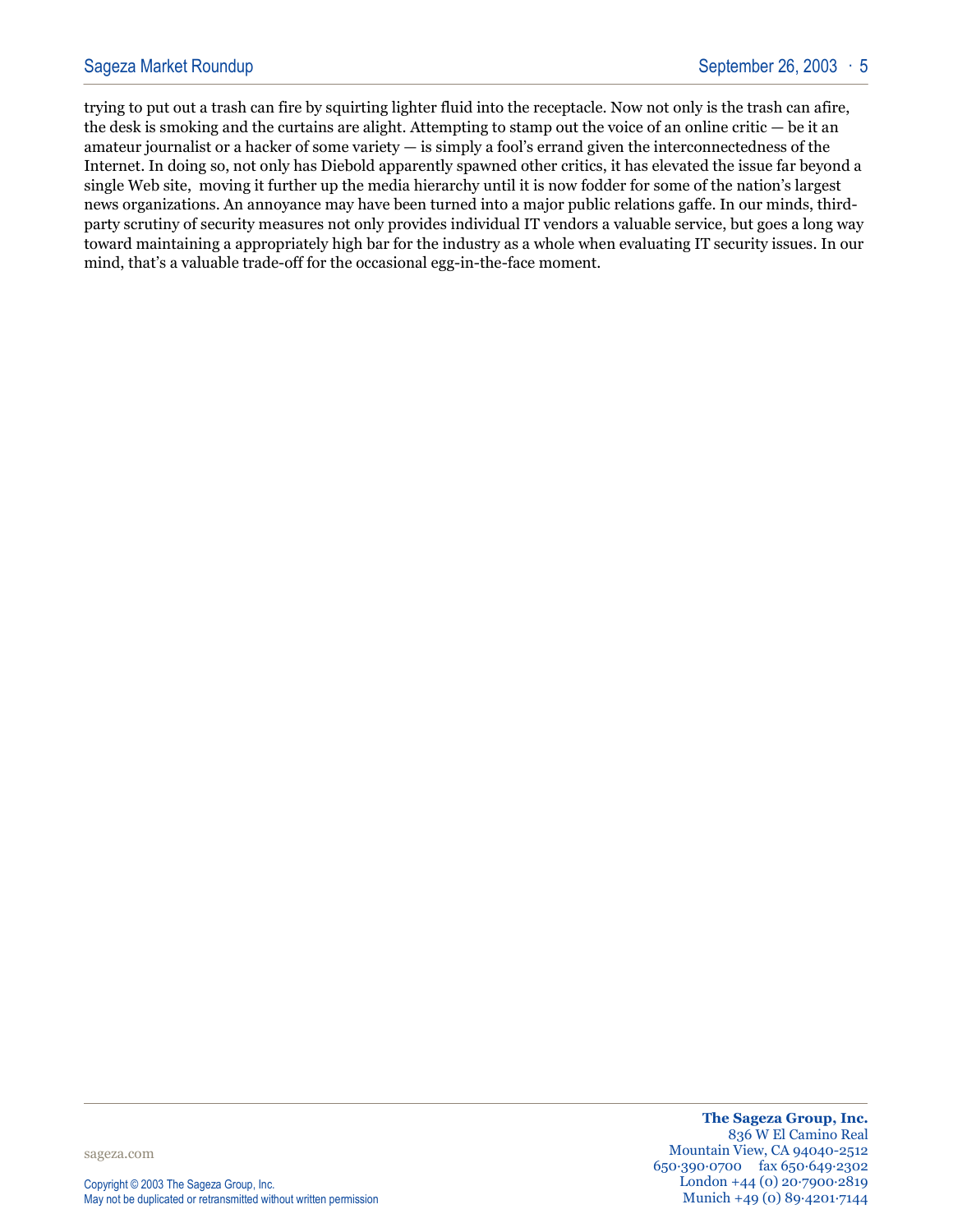trying to put out a trash can fire by squirting lighter fluid into the receptacle. Now not only is the trash can afire, the desk is smoking and the curtains are alight. Attempting to stamp out the voice of an online critic — be it an amateur journalist or a hacker of some variety — is simply a fool's errand given the interconnectedness of the Internet. In doing so, not only has Diebold apparently spawned other critics, it has elevated the issue far beyond a single Web site, moving it further up the media hierarchy until it is now fodder for some of the nation's largest news organizations. An annoyance may have been turned into a major public relations gaffe. In our minds, third-party scrutiny of security measures not only provides individual IT vendors a valuable service, but goes a long way toward maintaining a appropriately high bar for the industry as a whole when evaluating IT security issues. In our mind, that's a valuable trade-off for the occasional egg-in-the-face moment.